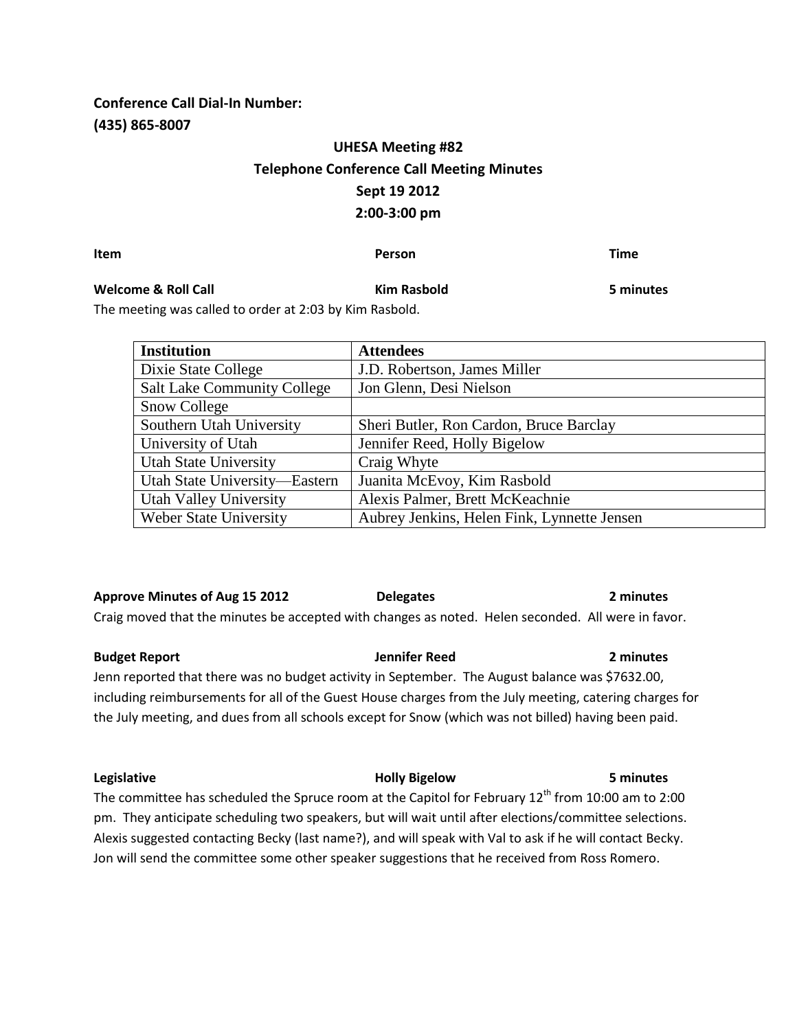**Conference Call Dial-In Number:**
**(435) 865-8007**

# UHESA Meeting #82
## Telephone Conference Call Meeting Minutes
### Sept 19 2012
### 2:00-3:00 pm

| Item | Person | Time |
|---|---|---|
| **Welcome & Roll Call** | **Kim Rasbold** | **5 minutes** |

The meeting was called to order at 2:03 by Kim Rasbold.

| Institution | Attendees |
|---|---|
| Dixie State College | J.D. Robertson, James Miller |
| Salt Lake Community College | Jon Glenn, Desi Nielson |
| Snow College | |
| Southern Utah University | Sheri Butler, Ron Cardon, Bruce Barclay |
| University of Utah | Jennifer Reed, Holly Bigelow |
| Utah State University | Craig Whyte |
| Utah State University—Eastern | Juanita McEvoy, Kim Rasbold |
| Utah Valley University | Alexis Palmer, Brett McKeachnie |
| Weber State University | Aubrey Jenkins, Helen Fink, Lynnette Jensen |

**Approve Minutes of Aug 15 2012** — **Delegates** — **2 minutes**

Craig moved that the minutes be accepted with changes as noted. Helen seconded. All were in favor.

**Budget Report** — **Jennifer Reed** — **2 minutes**

Jenn reported that there was no budget activity in September. The August balance was $7632.00, including reimbursements for all of the Guest House charges from the July meeting, catering charges for the July meeting, and dues from all schools except for Snow (which was not billed) having been paid.

**Legislative** — **Holly Bigelow** — **5 minutes**

The committee has scheduled the Spruce room at the Capitol for February 12th from 10:00 am to 2:00 pm. They anticipate scheduling two speakers, but will wait until after elections/committee selections. Alexis suggested contacting Becky (last name?), and will speak with Val to ask if he will contact Becky. Jon will send the committee some other speaker suggestions that he received from Ross Romero.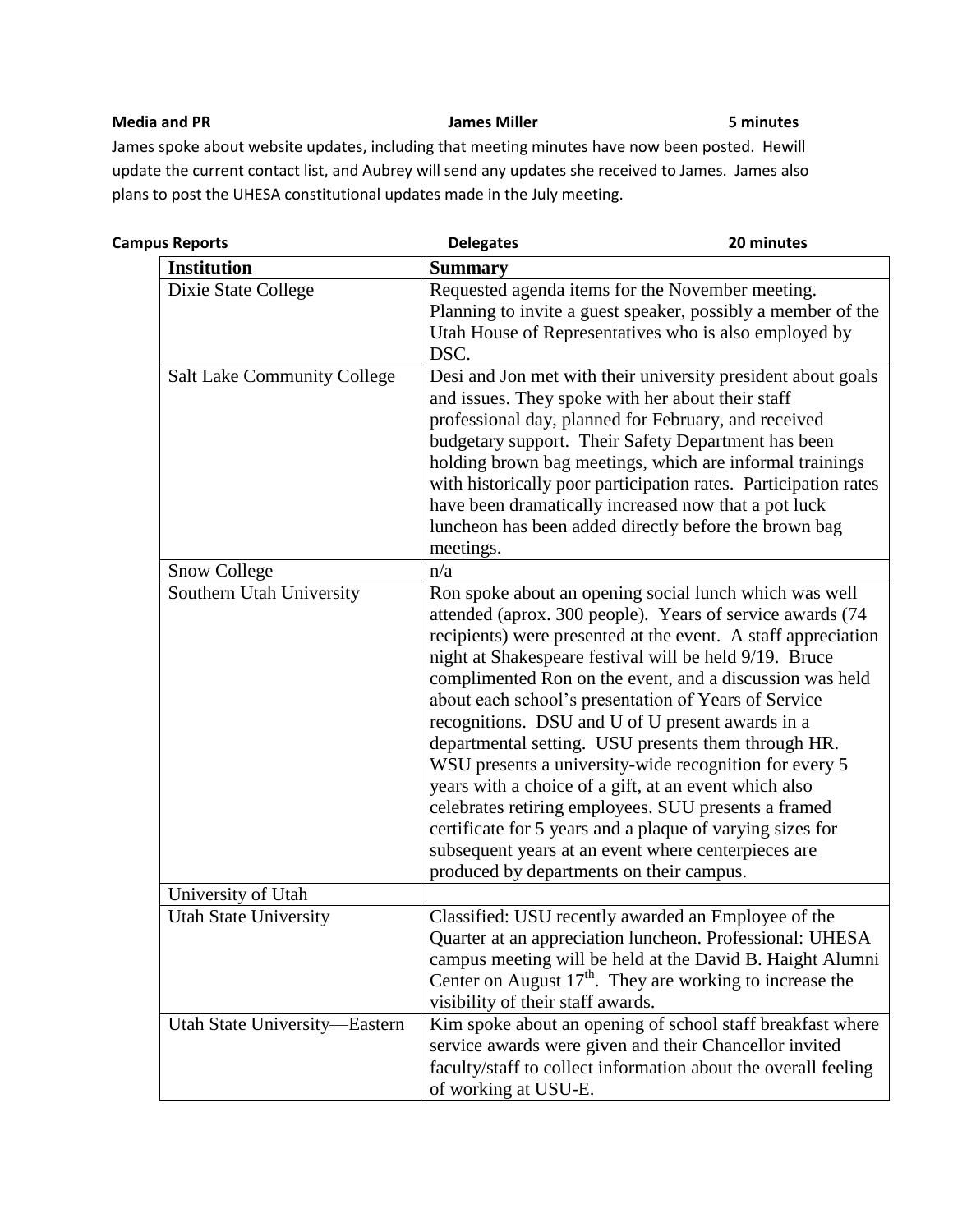**Media and PR** **James Miller** **5 minutes**

James spoke about website updates, including that meeting minutes have now been posted. Hewill update the current contact list, and Aubrey will send any updates she received to James. James also plans to post the UHESA constitutional updates made in the July meeting.

**Campus Reports** **Delegates** **20 minutes**

| Institution | Summary |
|---|---|
| Dixie State College | Requested agenda items for the November meeting. Planning to invite a guest speaker, possibly a member of the Utah House of Representatives who is also employed by DSC. |
| Salt Lake Community College | Desi and Jon met with their university president about goals and issues. They spoke with her about their staff professional day, planned for February, and received budgetary support. Their Safety Department has been holding brown bag meetings, which are informal trainings with historically poor participation rates. Participation rates have been dramatically increased now that a pot luck luncheon has been added directly before the brown bag meetings. |
| Snow College | n/a |
| Southern Utah University | Ron spoke about an opening social lunch which was well attended (aprox. 300 people). Years of service awards (74 recipients) were presented at the event. A staff appreciation night at Shakespeare festival will be held 9/19. Bruce complimented Ron on the event, and a discussion was held about each school's presentation of Years of Service recognitions. DSU and U of U present awards in a departmental setting. USU presents them through HR. WSU presents a university-wide recognition for every 5 years with a choice of a gift, at an event which also celebrates retiring employees. SUU presents a framed certificate for 5 years and a plaque of varying sizes for subsequent years at an event where centerpieces are produced by departments on their campus. |
| University of Utah | |
| Utah State University | Classified: USU recently awarded an Employee of the Quarter at an appreciation luncheon. Professional: UHESA campus meeting will be held at the David B. Haight Alumni Center on August 17th. They are working to increase the visibility of their staff awards. |
| Utah State University—Eastern | Kim spoke about an opening of school staff breakfast where service awards were given and their Chancellor invited faculty/staff to collect information about the overall feeling of working at USU-E. |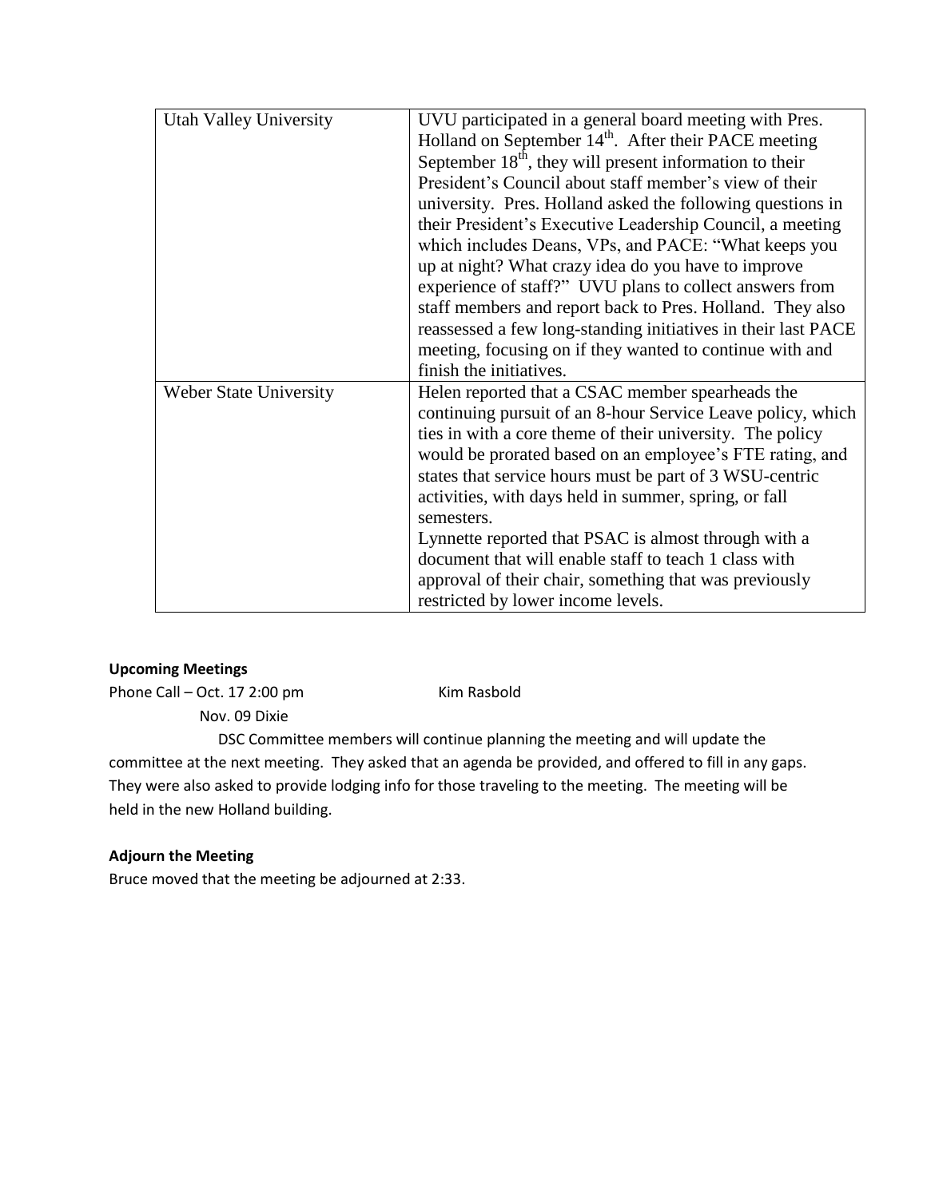| | |
|---|---|
| Utah Valley University | UVU participated in a general board meeting with Pres. Holland on September 14th. After their PACE meeting September 18th, they will present information to their President's Council about staff member's view of their university. Pres. Holland asked the following questions in their President's Executive Leadership Council, a meeting which includes Deans, VPs, and PACE: "What keeps you up at night? What crazy idea do you have to improve experience of staff?" UVU plans to collect answers from staff members and report back to Pres. Holland. They also reassessed a few long-standing initiatives in their last PACE meeting, focusing on if they wanted to continue with and finish the initiatives. |
| Weber State University | Helen reported that a CSAC member spearheads the continuing pursuit of an 8-hour Service Leave policy, which ties in with a core theme of their university. The policy would be prorated based on an employee's FTE rating, and states that service hours must be part of 3 WSU-centric activities, with days held in summer, spring, or fall semesters.<br>Lynnette reported that PSAC is almost through with a document that will enable staff to teach 1 class with approval of their chair, something that was previously restricted by lower income levels. |

**Upcoming Meetings**

Phone Call – Oct. 17 2:00 pm Kim Rasbold

Nov. 09 Dixie

DSC Committee members will continue planning the meeting and will update the committee at the next meeting. They asked that an agenda be provided, and offered to fill in any gaps. They were also asked to provide lodging info for those traveling to the meeting. The meeting will be held in the new Holland building.

**Adjourn the Meeting**

Bruce moved that the meeting be adjourned at 2:33.